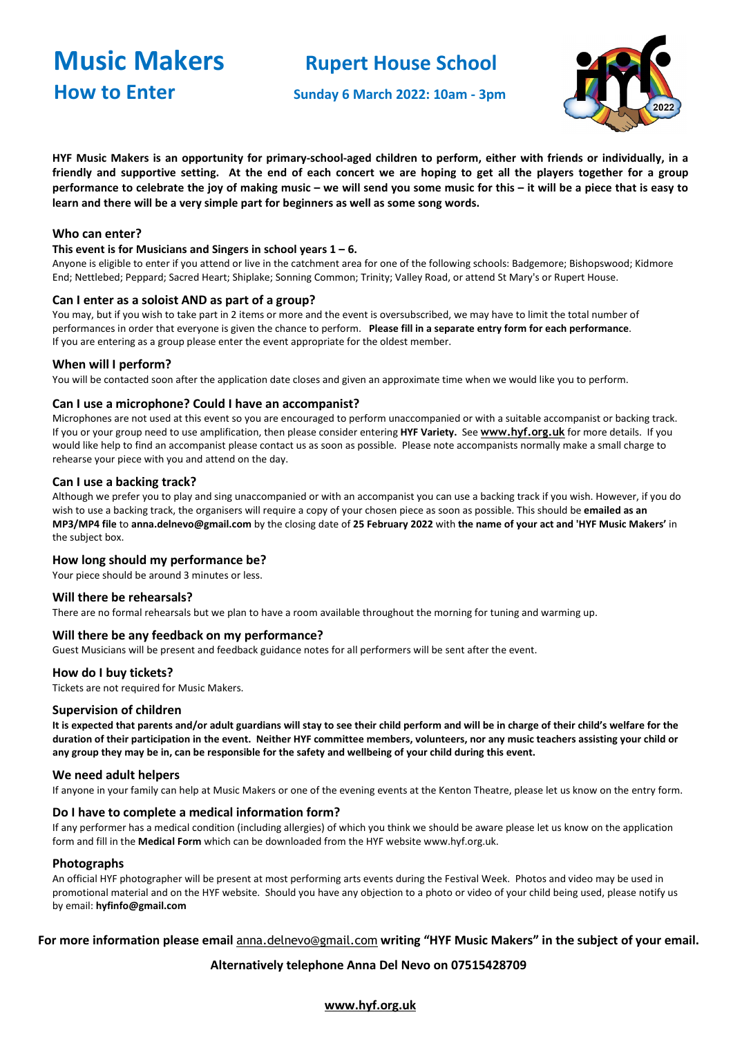# Music Makers

## How to Enter

## Rupert House School

**Sunday 6 March 2022: 10am - 3pm**

**HYF Music Makers is an opportunity for primary-school-aged children to perform, either with friends or individually, in a friendly and supportive setting. At the end of each concert we are hoping to get all the players together for a group performance to celebrate the joy of making music – we will send you some music for this – it will be a piece that is easy to learn and there will be a very simple part for beginners as well as some song words.**

### Who can enter?

**This event is for Musicians and Singers in school years 1 – 6.**

Anyone is eligible to enter if you attend or live in the catchment area for one of the following schools: Badgemore; Bishopswood; Kidmore End; Nettlebed; Peppard; Sacred Heart; Shiplake; Sonning Common; Trinity; Valley Road, or attend St Mary's or Rupert House.

### Can I enter as a soloist AND as part of a group?

You may, but if you wish to take part in 2 items or more and the event is oversubscribed, we may have to limit the total number of performances in order that everyone is given the chance to perform. **Please fill in a separate entry form for each performance**. If you are entering as a group please enter the event appropriate for the oldest member.

### When will I perform?

You will be contacted soon after the application date closes and given an approximate time when we would like you to perform.

### Can I use a microphone? Could I have an accompanist?

Microphones are not used at this event so you are encouraged to perform unaccompanied or with a suitable accompanist or backing track. If you or your group need to use amplification, then please consider entering **HYF Variety.** See **www.hyf.org.uk** for more details. If you would like help to find an accompanist please contact us as soon as possible. Please note accompanists normally make a small charge to rehearse your piece with you and attend on the day.

### Can I use a backing track?

Although we prefer you to play and sing unaccompanied or with an accompanist you can use a backing track if you wish. However, if you do wish to use a backing track, the organisers will require a copy of your chosen piece as soon as possible. This should be **emailed as an MP3/MP4 file** to **anna.delnevo@gmail.com** by the closing date of **25 February 2022** with **the name of your act and 'HYF Music Makers'** in the subject box.

### How long should my performance be?

Your piece should be around 3 minutes or less.

### Will there be rehearsals?

There are no formal rehearsals but we plan to have a room available throughout the morning for tuning and warming up.

### Will there be any feedback on my performance?

Guest Musicians will be present and feedback guidance notes for all performers will be sent after the event.

### How do I buy tickets?

Tickets are not required for Music Makers.

### Supervision of children

**It is expected that parents and/or adult guardians will stay to see their child perform and will be in charge of their child's welfare for the duration of their participation in the event. Neither HYF committee members, volunteers, nor any music teachers assisting your child or any group they may be in, can be responsible for the safety and wellbeing of your child during this event.**

### We need adult helpers

If anyone in your family can help at Music Makers or one of the evening events at the Kenton Theatre, please let us know on the entry form.

### Do I have to complete a medical information form?

If any performer has a medical condition (including allergies) of which you think we should be aware please let us know on the application form and fill in the **Medical Form** which can be downloaded from the HYF website www.hyf.org.uk.

### Photographs

An official HYF photographer will be present at most performing arts events during the Festival Week. Photos and video may be used in promotional material and on the HYF website. Should you have any objection to a photo or video of your child being used, please notify us by email: **hyfinfo@gmail.com**

**For more information please email** anna.delnevo@gmail.com **writing "HYF Music Makers" in the subject of your email.**

**Alternatively telephone Anna Del Nevo on 07515428709**

**www.hyf.org.uk**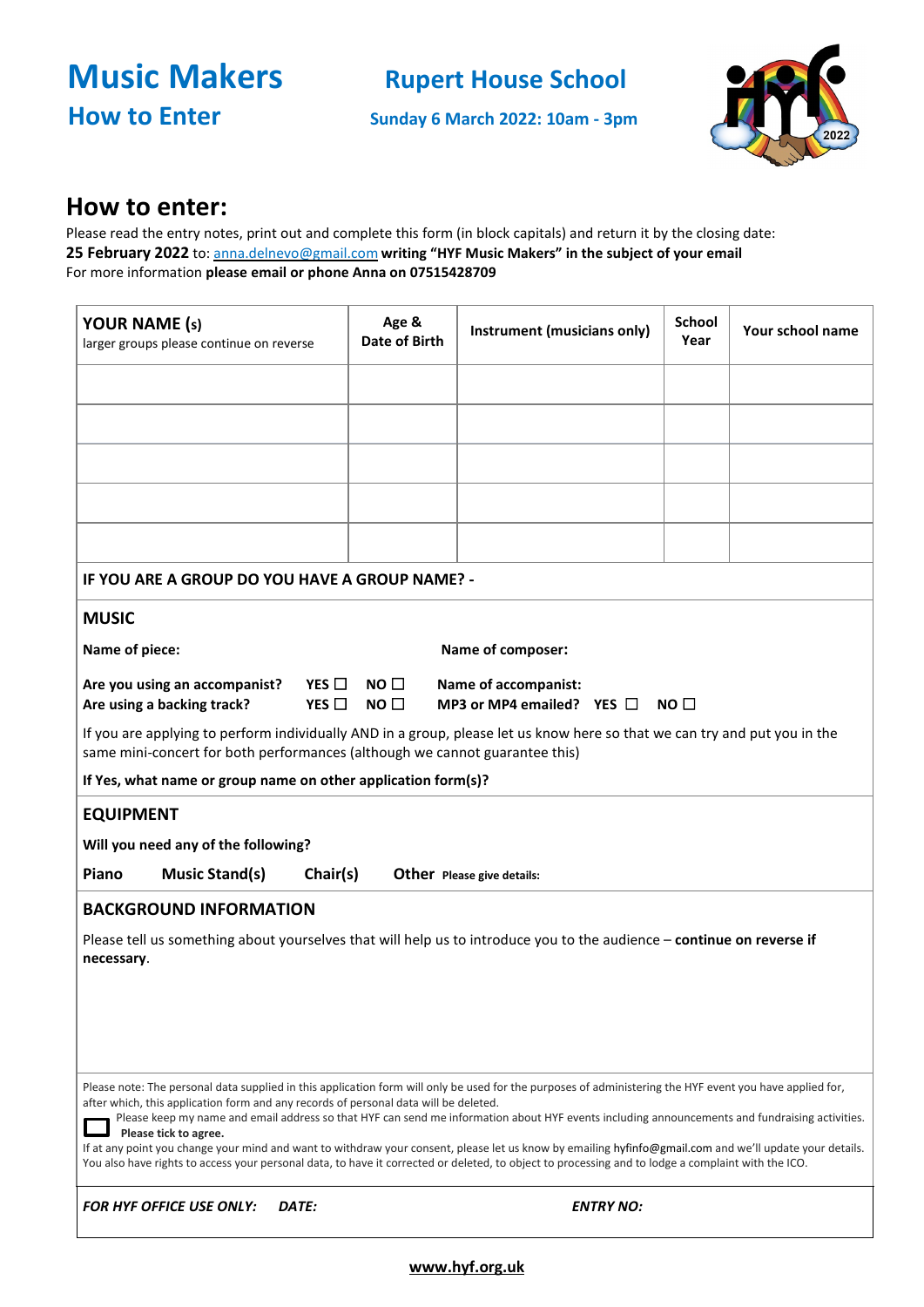# Music Makers

## How to Enter

**Rupert House School**

**Sunday 6 March 2022: 10am - 3pm**

## How to enter:

Please read the entry notes, print out and complete this form (in block capitals) and return it by the closing date:
**25 February 2022** to: anna.delnevo@gmail.com **writing "HYF Music Makers" in the subject of your email**
For more information **please email or phone Anna on 07515428709**

| **YOUR NAME (s)** larger groups please continue on reverse | **Age & Date of Birth** | **Instrument (musicians only)** | **School Year** | **Your school name** |
|---|---|---|---|---|
| | | | | |
| | | | | |
| | | | | |
| | | | | |
| | | | | |

**IF YOU ARE A GROUP DO YOU HAVE A GROUP NAME? -**

### MUSIC

**Name of piece:** **Name of composer:**

**Are you using an accompanist?** **YES ☐** **NO ☐** **Name of accompanist:**
**Are using a backing track?** **YES ☐** **NO ☐** **MP3 or MP4 emailed?** **YES ☐** **NO ☐**

If you are applying to perform individually AND in a group, please let us know here so that we can try and put you in the same mini-concert for both performances (although we cannot guarantee this)

**If Yes, what name or group name on other application form(s)?**

### EQUIPMENT

**Will you need any of the following?**

**Piano** **Music Stand(s)** **Chair(s)** **Other** **Please give details:**

### BACKGROUND INFORMATION

Please tell us something about yourselves that will help us to introduce you to the audience – **continue on reverse if necessary**.

Please note: The personal data supplied in this application form will only be used for the purposes of administering the HYF event you have applied for, after which, this application form and any records of personal data will be deleted.

☐ Please keep my name and email address so that HYF can send me information about HYF events including announcements and fundraising activities. **Please tick to agree.**

If at any point you change your mind and want to withdraw your consent, please let us know by emailing hyfinfo@gmail.com and we'll update your details. You also have rights to access your personal data, to have it corrected or deleted, to object to processing and to lodge a complaint with the ICO.

***FOR HYF OFFICE USE ONLY:*** ***DATE:*** ***ENTRY NO:***

**www.hyf.org.uk**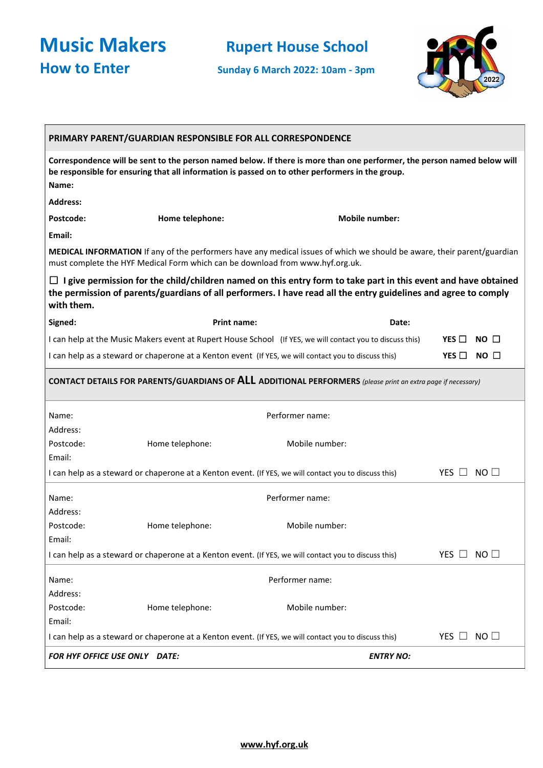# Music Makers

## How to Enter

**Rupert House School**

**Sunday 6 March 2022: 10am - 3pm**

**PRIMARY PARENT/GUARDIAN RESPONSIBLE FOR ALL CORRESPONDENCE**

**Correspondence will be sent to the person named below. If there is more than one performer, the person named below will be responsible for ensuring that all information is passed on to other performers in the group.**

**Name:**

**Address:**

**Postcode:** **Home telephone:** **Mobile number:**

**Email:**

**MEDICAL INFORMATION** If any of the performers have any medical issues of which we should be aware, their parent/guardian must complete the HYF Medical Form which can be download from www.hyf.org.uk.

☐ **I give permission for the child/children named on this entry form to take part in this event and have obtained the permission of parents/guardians of all performers. I have read all the entry guidelines and agree to comply with them.**

**Signed:** **Print name:** **Date:**

I can help at the Music Makers event at Rupert House School (If YES, we will contact you to discuss this) **YES** ☐ **NO** ☐

I can help as a steward or chaperone at a Kenton event (If YES, we will contact you to discuss this) **YES** ☐ **NO** ☐

**CONTACT DETAILS FOR PARENTS/GUARDIANS OF ALL ADDITIONAL PERFORMERS** *(please print an extra page if necessary)*

Name: Performer name:

Address:

Postcode: Home telephone: Mobile number:

Email:

I can help as a steward or chaperone at a Kenton event. (If YES, we will contact you to discuss this) YES ☐ NO ☐

Name: Performer name:

Address:

Postcode: Home telephone: Mobile number:

Email:

I can help as a steward or chaperone at a Kenton event. (If YES, we will contact you to discuss this) YES ☐ NO ☐

Name: Performer name:

Address:

Postcode: Home telephone: Mobile number:

Email:

I can help as a steward or chaperone at a Kenton event. (If YES, we will contact you to discuss this) YES ☐ NO ☐

***FOR HYF OFFICE USE ONLY DATE:*** ***ENTRY NO:***

**www.hyf.org.uk**